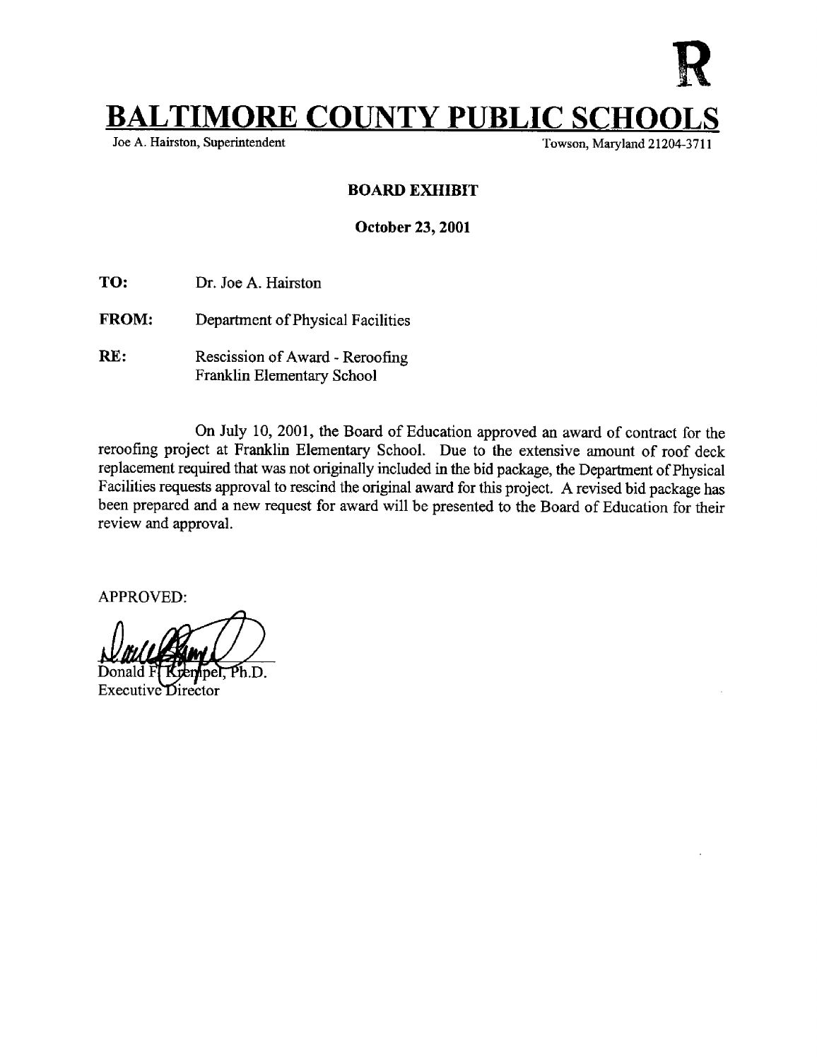R

# BALTIMORE COUNTY PUBLIC SCHOOLS

Joe A. Hairston, Superintendent — Towson, Maryland 21204-3711

**BOARD EXHIBIT**

**October 23, 2001**

**TO:** Dr. Joe A. Hairston

**FROM:** Department of Physical Facilities

**RE:** Rescission of Award - Reroofing Franklin Elementary School

On July 10, 2001, the Board of Education approved an award of contract for the reroofing project at Franklin Elementary School. Due to the extensive amount of roof deck replacement required that was not originally included in the bid package, the Department of Physical Facilities requests approval to rescind the original award for this project. A revised bid package has been prepared and a new request for award will be presented to the Board of Education for their review and approval.

APPROVED:

Donald F. Krempel, Ph.D.
Executive Director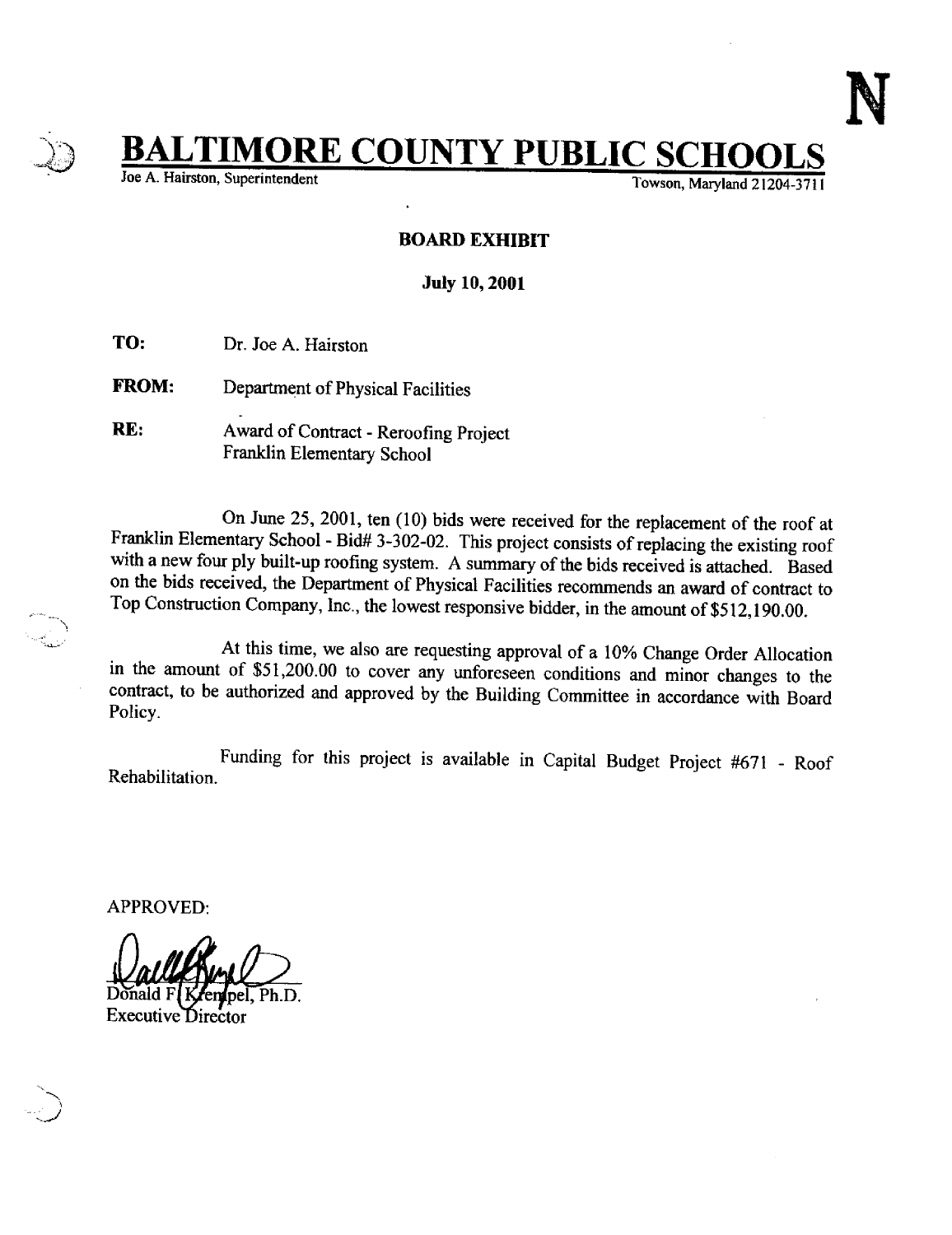N

# BALTIMORE COUNTY PUBLIC SCHOOLS

Joe A. Hairston, Superintendent | Towson, Maryland 21204-3711

**BOARD EXHIBIT**

**July 10, 2001**

**TO:** Dr. Joe A. Hairston

**FROM:** Department of Physical Facilities

**RE:** Award of Contract - Reroofing Project
Franklin Elementary School

On June 25, 2001, ten (10) bids were received for the replacement of the roof at Franklin Elementary School - Bid# 3-302-02. This project consists of replacing the existing roof with a new four ply built-up roofing system. A summary of the bids received is attached. Based on the bids received, the Department of Physical Facilities recommends an award of contract to Top Construction Company, Inc., the lowest responsive bidder, in the amount of $512,190.00.

At this time, we also are requesting approval of a 10% Change Order Allocation in the amount of $51,200.00 to cover any unforeseen conditions and minor changes to the contract, to be authorized and approved by the Building Committee in accordance with Board Policy.

Funding for this project is available in Capital Budget Project #671 - Roof Rehabilitation.

APPROVED:

Donald F. Krempel, Ph.D.
Executive Director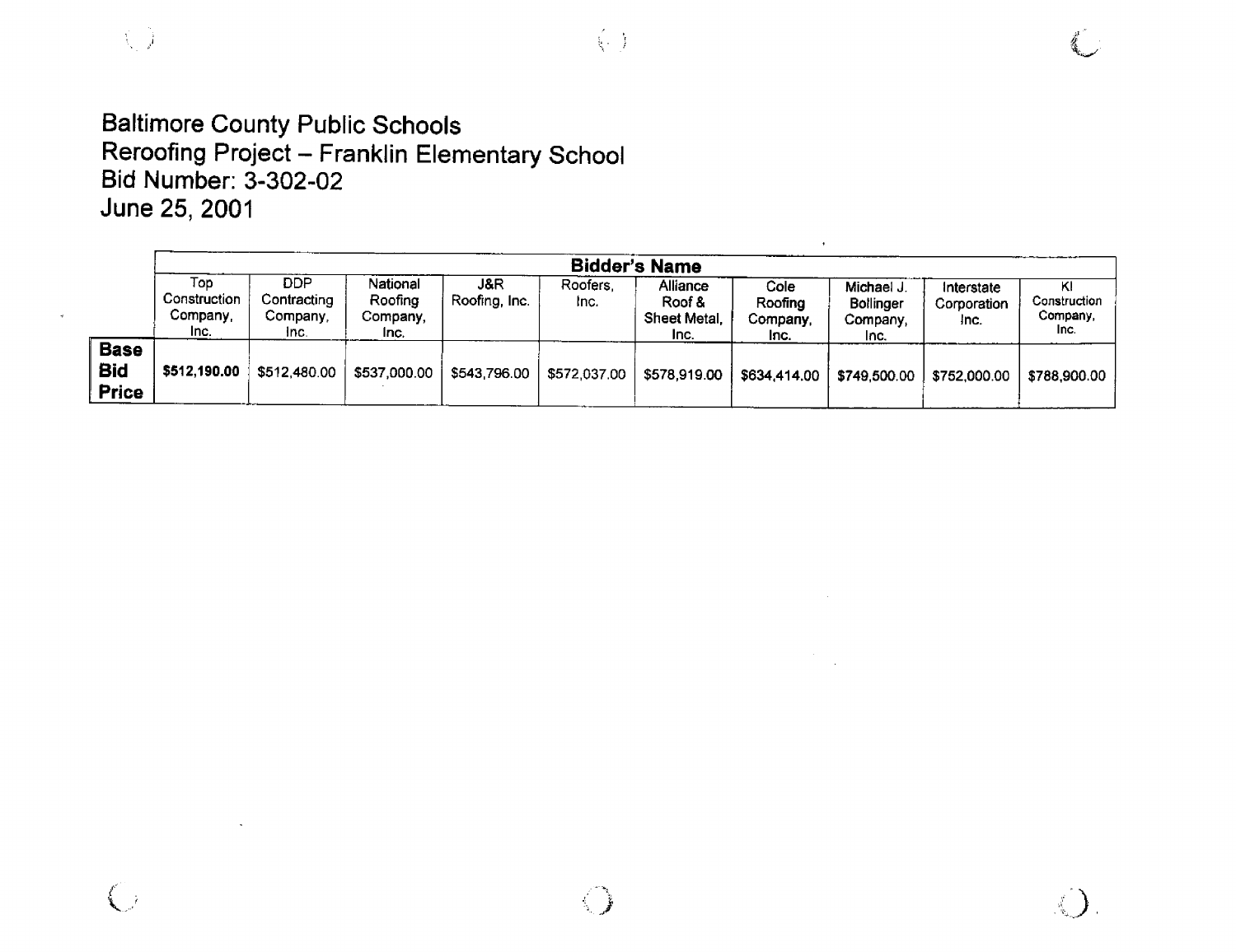Baltimore County Public Schools
Reroofing Project – Franklin Elementary School
Bid Number: 3-302-02
June 25, 2001

| | Bidder's Name | | | | | | | | | |
|---|---|---|---|---|---|---|---|---|---|---|
| | Top Construction Company, Inc. | DDP Contracting Company, Inc. | National Roofing Company, Inc. | J&R Roofing, Inc. | Roofers, Inc. | Alliance Roof & Sheet Metal, Inc. | Cole Roofing Company, Inc. | Michael J. Bollinger Company, Inc. | Interstate Corporation Inc. | KI Construction Company, Inc. |
| **Base Bid Price** | **$512,190.00** | $512,480.00 | $537,000.00 | $543,796.00 | $572,037.00 | $578,919.00 | $634,414.00 | $749,500.00 | $752,000.00 | $788,900.00 |